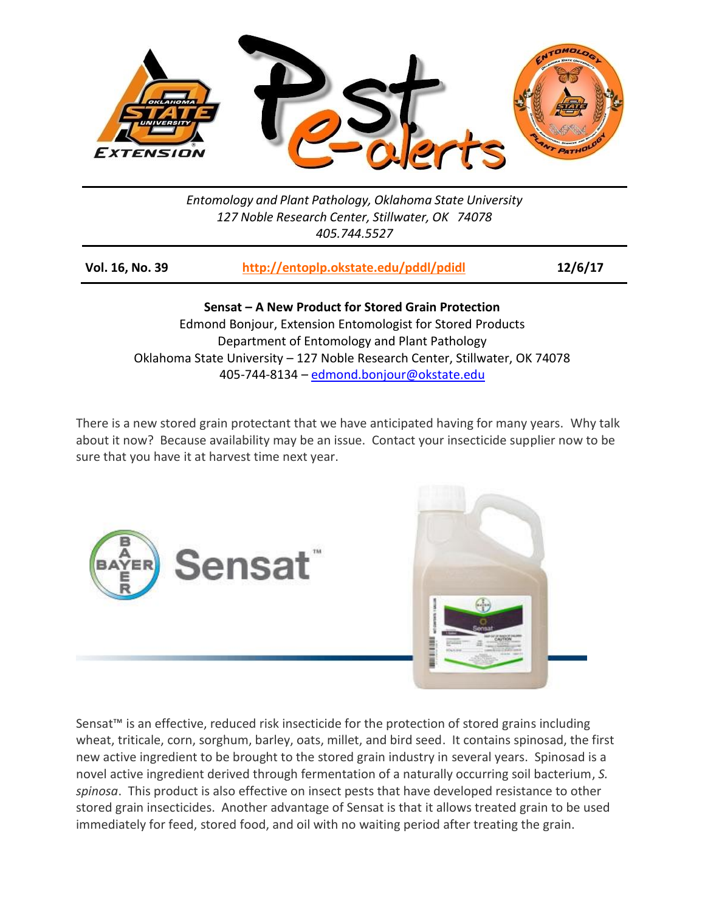Entomology and Plant Pathology, Oklahoma State University
127 Noble Research Center, Stillwater, OK 74078
405.744.5527

**Vol. 16, No. 39** | **http://entoplp.okstate.edu/pddl/pdidl** | **12/6/17**

# Sensat – A New Product for Stored Grain Protection

Edmond Bonjour, Extension Entomologist for Stored Products
Department of Entomology and Plant Pathology
Oklahoma State University – 127 Noble Research Center, Stillwater, OK 74078
405-744-8134 – edmond.bonjour@okstate.edu

There is a new stored grain protectant that we have anticipated having for many years. Why talk about it now? Because availability may be an issue. Contact your insecticide supplier now to be sure that you have it at harvest time next year.

Sensat™ is an effective, reduced risk insecticide for the protection of stored grains including wheat, triticale, corn, sorghum, barley, oats, millet, and bird seed. It contains spinosad, the first new active ingredient to be brought to the stored grain industry in several years. Spinosad is a novel active ingredient derived through fermentation of a naturally occurring soil bacterium, *S. spinosa*. This product is also effective on insect pests that have developed resistance to other stored grain insecticides. Another advantage of Sensat is that it allows treated grain to be used immediately for feed, stored food, and oil with no waiting period after treating the grain.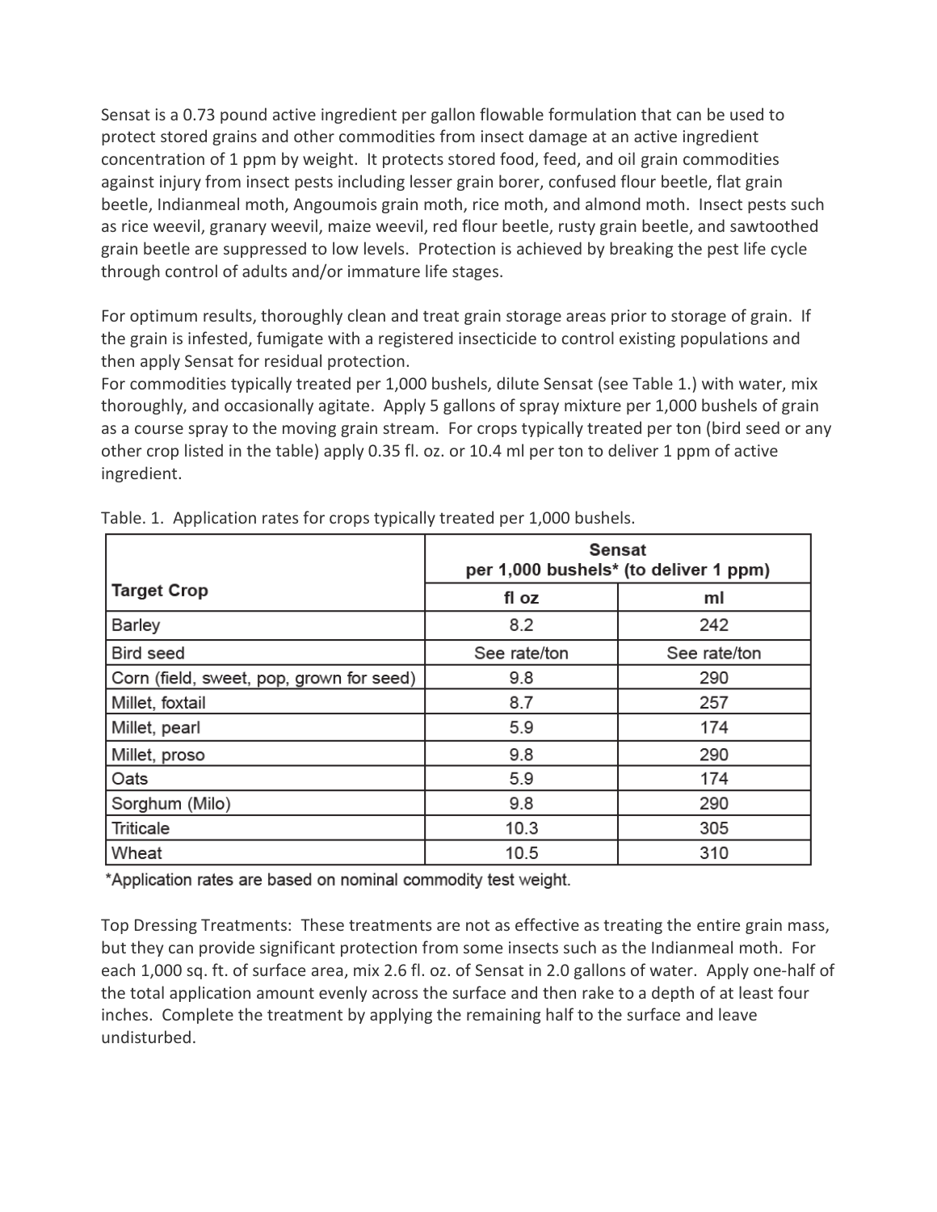Sensat is a 0.73 pound active ingredient per gallon flowable formulation that can be used to protect stored grains and other commodities from insect damage at an active ingredient concentration of 1 ppm by weight. It protects stored food, feed, and oil grain commodities against injury from insect pests including lesser grain borer, confused flour beetle, flat grain beetle, Indianmeal moth, Angoumois grain moth, rice moth, and almond moth. Insect pests such as rice weevil, granary weevil, maize weevil, red flour beetle, rusty grain beetle, and sawtoothed grain beetle are suppressed to low levels. Protection is achieved by breaking the pest life cycle through control of adults and/or immature life stages.

For optimum results, thoroughly clean and treat grain storage areas prior to storage of grain. If the grain is infested, fumigate with a registered insecticide to control existing populations and then apply Sensat for residual protection.
For commodities typically treated per 1,000 bushels, dilute Sensat (see Table 1.) with water, mix thoroughly, and occasionally agitate. Apply 5 gallons of spray mixture per 1,000 bushels of grain as a course spray to the moving grain stream. For crops typically treated per ton (bird seed or any other crop listed in the table) apply 0.35 fl. oz. or 10.4 ml per ton to deliver 1 ppm of active ingredient.

Table. 1. Application rates for crops typically treated per 1,000 bushels.

| Target Crop | Sensat per 1,000 bushels* (to deliver 1 ppm) | |
|---|---|---|
| | fl oz | ml |
| Barley | 8.2 | 242 |
| Bird seed | See rate/ton | See rate/ton |
| Corn (field, sweet, pop, grown for seed) | 9.8 | 290 |
| Millet, foxtail | 8.7 | 257 |
| Millet, pearl | 5.9 | 174 |
| Millet, proso | 9.8 | 290 |
| Oats | 5.9 | 174 |
| Sorghum (Milo) | 9.8 | 290 |
| Triticale | 10.3 | 305 |
| Wheat | 10.5 | 310 |

*Application rates are based on nominal commodity test weight.

Top Dressing Treatments: These treatments are not as effective as treating the entire grain mass, but they can provide significant protection from some insects such as the Indianmeal moth. For each 1,000 sq. ft. of surface area, mix 2.6 fl. oz. of Sensat in 2.0 gallons of water. Apply one-half of the total application amount evenly across the surface and then rake to a depth of at least four inches. Complete the treatment by applying the remaining half to the surface and leave undisturbed.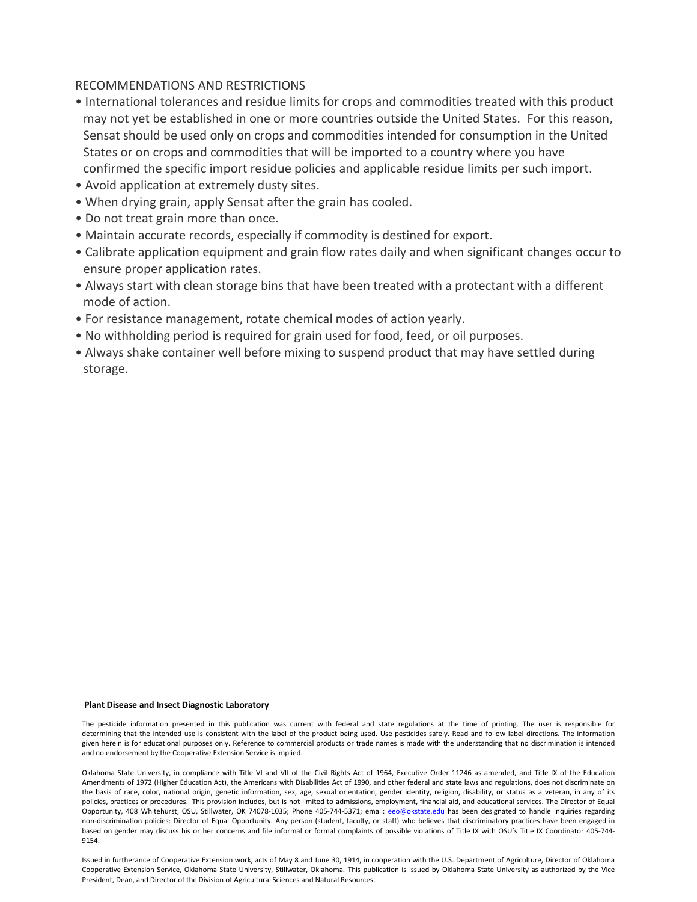## RECOMMENDATIONS AND RESTRICTIONS

- International tolerances and residue limits for crops and commodities treated with this product may not yet be established in one or more countries outside the United States. For this reason, Sensat should be used only on crops and commodities intended for consumption in the United States or on crops and commodities that will be imported to a country where you have confirmed the specific import residue policies and applicable residue limits per such import.
- Avoid application at extremely dusty sites.
- When drying grain, apply Sensat after the grain has cooled.
- Do not treat grain more than once.
- Maintain accurate records, especially if commodity is destined for export.
- Calibrate application equipment and grain flow rates daily and when significant changes occur to ensure proper application rates.
- Always start with clean storage bins that have been treated with a protectant with a different mode of action.
- For resistance management, rotate chemical modes of action yearly.
- No withholding period is required for grain used for food, feed, or oil purposes.
- Always shake container well before mixing to suspend product that may have settled during storage.

---

**Plant Disease and Insect Diagnostic Laboratory**

The pesticide information presented in this publication was current with federal and state regulations at the time of printing. The user is responsible for determining that the intended use is consistent with the label of the product being used. Use pesticides safely. Read and follow label directions. The information given herein is for educational purposes only. Reference to commercial products or trade names is made with the understanding that no discrimination is intended and no endorsement by the Cooperative Extension Service is implied.

Oklahoma State University, in compliance with Title VI and VII of the Civil Rights Act of 1964, Executive Order 11246 as amended, and Title IX of the Education Amendments of 1972 (Higher Education Act), the Americans with Disabilities Act of 1990, and other federal and state laws and regulations, does not discriminate on the basis of race, color, national origin, genetic information, sex, age, sexual orientation, gender identity, religion, disability, or status as a veteran, in any of its policies, practices or procedures. This provision includes, but is not limited to admissions, employment, financial aid, and educational services. The Director of Equal Opportunity, 408 Whitehurst, OSU, Stillwater, OK 74078-1035; Phone 405-744-5371; email: eeo@okstate.edu has been designated to handle inquiries regarding non-discrimination policies: Director of Equal Opportunity. Any person (student, faculty, or staff) who believes that discriminatory practices have been engaged in based on gender may discuss his or her concerns and file informal or formal complaints of possible violations of Title IX with OSU's Title IX Coordinator 405-744-9154.

Issued in furtherance of Cooperative Extension work, acts of May 8 and June 30, 1914, in cooperation with the U.S. Department of Agriculture, Director of Oklahoma Cooperative Extension Service, Oklahoma State University, Stillwater, Oklahoma. This publication is issued by Oklahoma State University as authorized by the Vice President, Dean, and Director of the Division of Agricultural Sciences and Natural Resources.